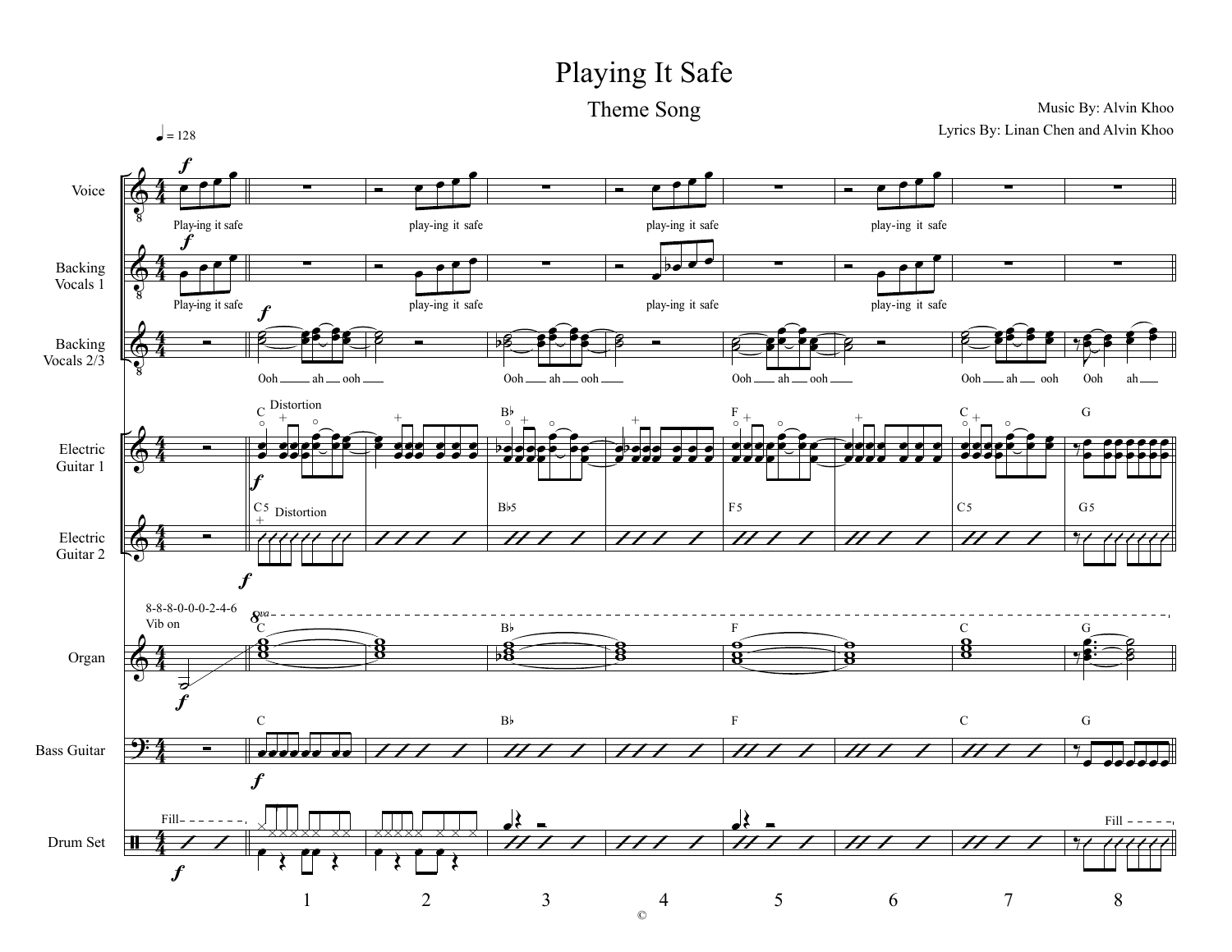# Playing It Safe

## Theme Song

Music By: Alvin Khoo

Lyrics By: Linan Chen and Alvin Khoo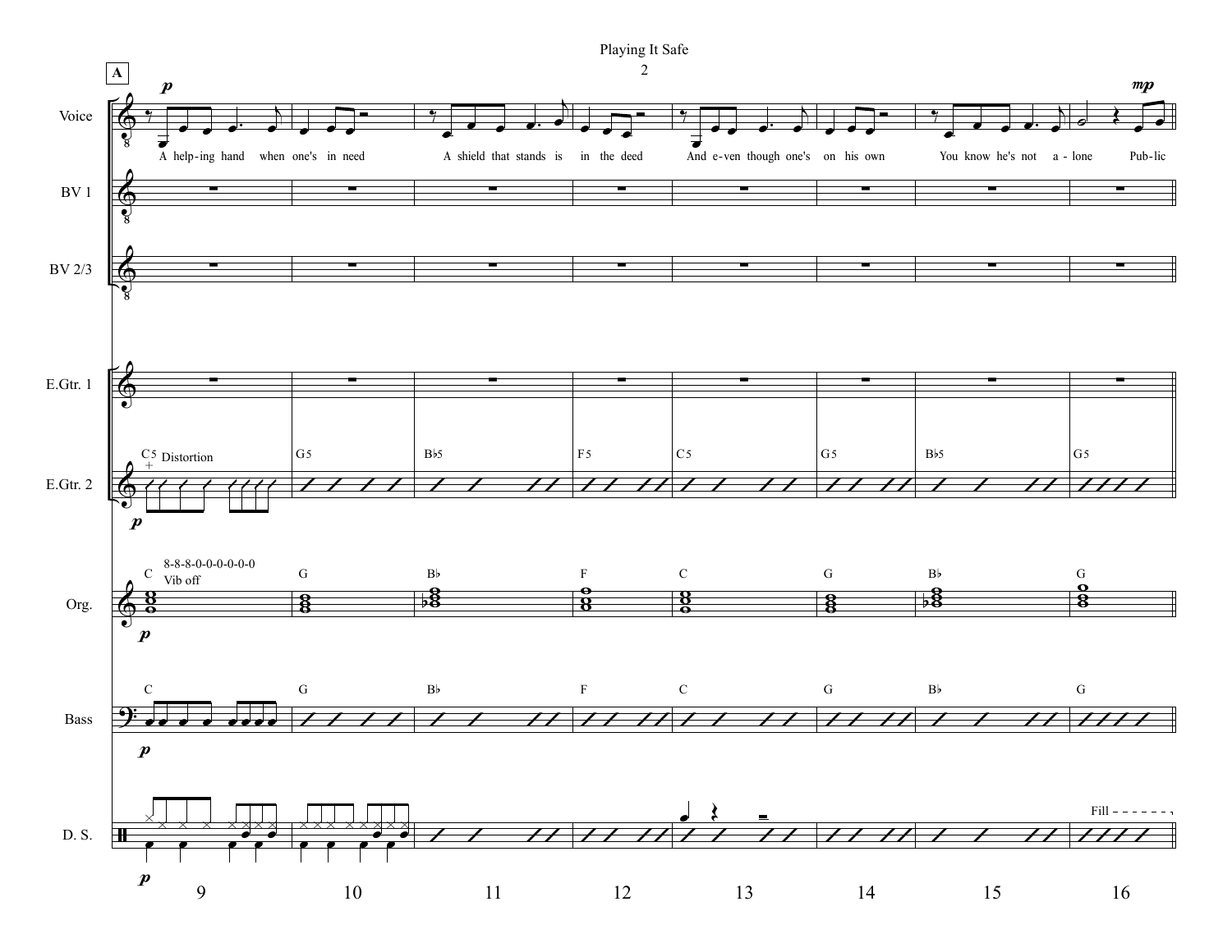Playing It Safe

**A**

Voice

A help-ing hand when one's in need A shield that stands is in the deed And e-ven though one's on his own You know he's not a-lone Pub-lic

BV 1

BV 2/3

E.Gtr. 1

E.Gtr. 2

C5 Distortion G5 B♭5 F5 C5 G5 B♭5 G5

Org.

C 8-8-8-0-0-0-0-0-0 Vib off G B♭ F C G B♭ G

Bass

C G B♭ F C G B♭ G

D. S.

Fill

9 10 11 12 13 14 15 16